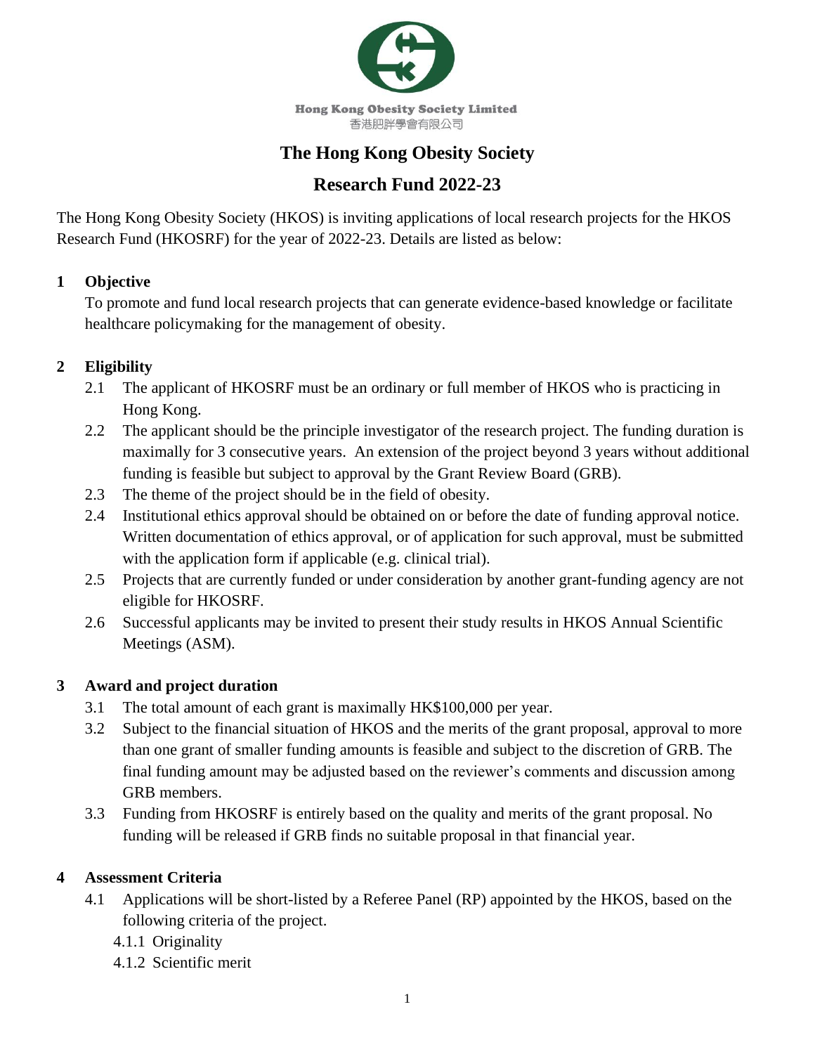Hong Kong Obesity Society Limited
香港肥胖學會有限公司

# The Hong Kong Obesity Society

# Research Fund 2022-23

The Hong Kong Obesity Society (HKOS) is inviting applications of local research projects for the HKOS Research Fund (HKOSRF) for the year of 2022-23. Details are listed as below:

## 1 Objective

To promote and fund local research projects that can generate evidence-based knowledge or facilitate healthcare policymaking for the management of obesity.

## 2 Eligibility

2.1 The applicant of HKOSRF must be an ordinary or full member of HKOS who is practicing in Hong Kong.

2.2 The applicant should be the principle investigator of the research project. The funding duration is maximally for 3 consecutive years. An extension of the project beyond 3 years without additional funding is feasible but subject to approval by the Grant Review Board (GRB).

2.3 The theme of the project should be in the field of obesity.

2.4 Institutional ethics approval should be obtained on or before the date of funding approval notice. Written documentation of ethics approval, or of application for such approval, must be submitted with the application form if applicable (e.g. clinical trial).

2.5 Projects that are currently funded or under consideration by another grant-funding agency are not eligible for HKOSRF.

2.6 Successful applicants may be invited to present their study results in HKOS Annual Scientific Meetings (ASM).

## 3 Award and project duration

3.1 The total amount of each grant is maximally HK$100,000 per year.

3.2 Subject to the financial situation of HKOS and the merits of the grant proposal, approval to more than one grant of smaller funding amounts is feasible and subject to the discretion of GRB. The final funding amount may be adjusted based on the reviewer's comments and discussion among GRB members.

3.3 Funding from HKOSRF is entirely based on the quality and merits of the grant proposal. No funding will be released if GRB finds no suitable proposal in that financial year.

## 4 Assessment Criteria

4.1 Applications will be short-listed by a Referee Panel (RP) appointed by the HKOS, based on the following criteria of the project.

4.1.1 Originality

4.1.2 Scientific merit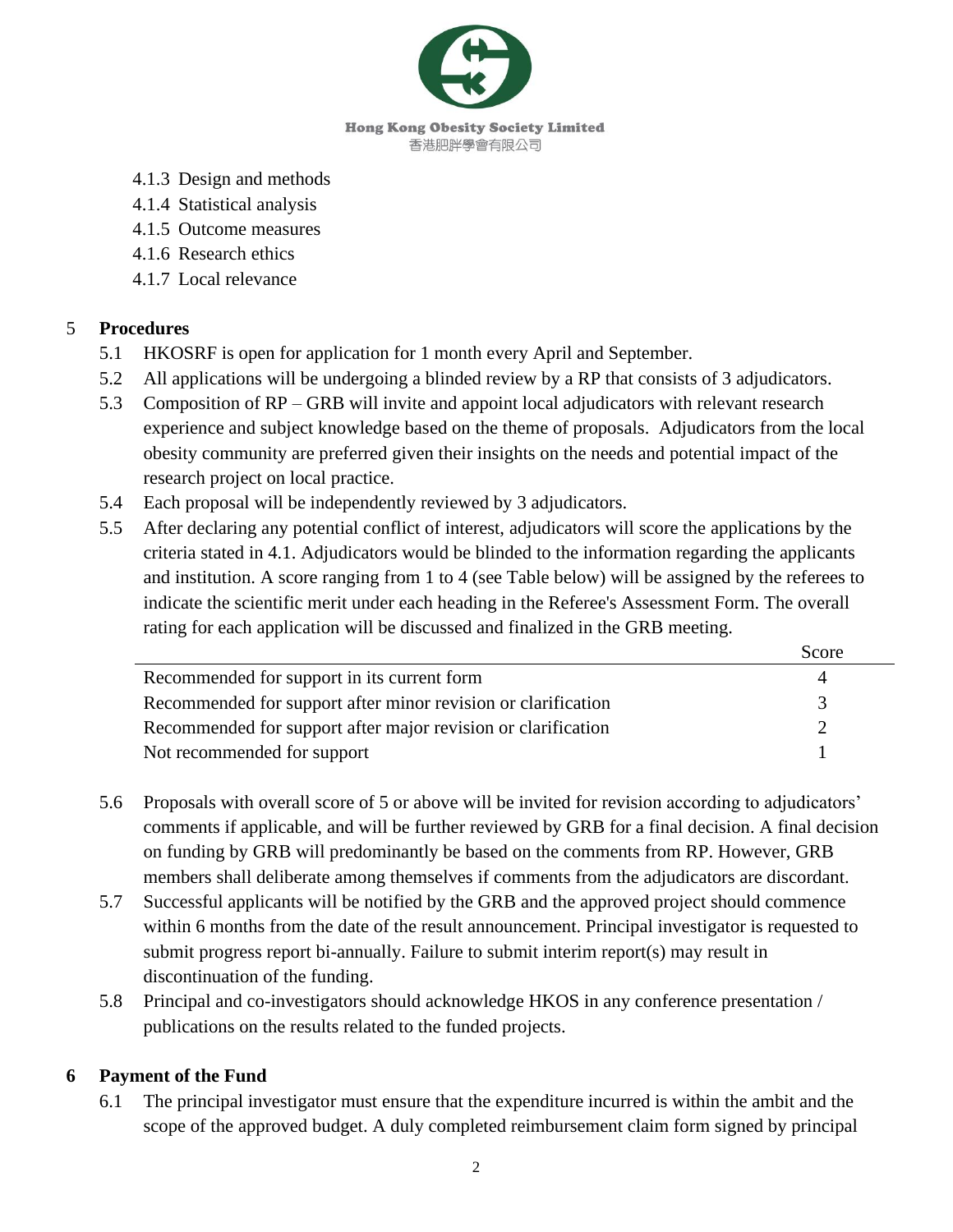4.1.3 Design and methods
4.1.4 Statistical analysis
4.1.5 Outcome measures
4.1.6 Research ethics
4.1.7 Local relevance

## 5 Procedures

5.1 HKOSRF is open for application for 1 month every April and September.

5.2 All applications will be undergoing a blinded review by a RP that consists of 3 adjudicators.

5.3 Composition of RP – GRB will invite and appoint local adjudicators with relevant research experience and subject knowledge based on the theme of proposals. Adjudicators from the local obesity community are preferred given their insights on the needs and potential impact of the research project on local practice.

5.4 Each proposal will be independently reviewed by 3 adjudicators.

5.5 After declaring any potential conflict of interest, adjudicators will score the applications by the criteria stated in 4.1. Adjudicators would be blinded to the information regarding the applicants and institution. A score ranging from 1 to 4 (see Table below) will be assigned by the referees to indicate the scientific merit under each heading in the Referee's Assessment Form. The overall rating for each application will be discussed and finalized in the GRB meeting.

| | Score |
|---|---|
| Recommended for support in its current form | 4 |
| Recommended for support after minor revision or clarification | 3 |
| Recommended for support after major revision or clarification | 2 |
| Not recommended for support | 1 |

5.6 Proposals with overall score of 5 or above will be invited for revision according to adjudicators' comments if applicable, and will be further reviewed by GRB for a final decision. A final decision on funding by GRB will predominantly be based on the comments from RP. However, GRB members shall deliberate among themselves if comments from the adjudicators are discordant.

5.7 Successful applicants will be notified by the GRB and the approved project should commence within 6 months from the date of the result announcement. Principal investigator is requested to submit progress report bi-annually. Failure to submit interim report(s) may result in discontinuation of the funding.

5.8 Principal and co-investigators should acknowledge HKOS in any conference presentation / publications on the results related to the funded projects.

## 6 Payment of the Fund

6.1 The principal investigator must ensure that the expenditure incurred is within the ambit and the scope of the approved budget. A duly completed reimbursement claim form signed by principal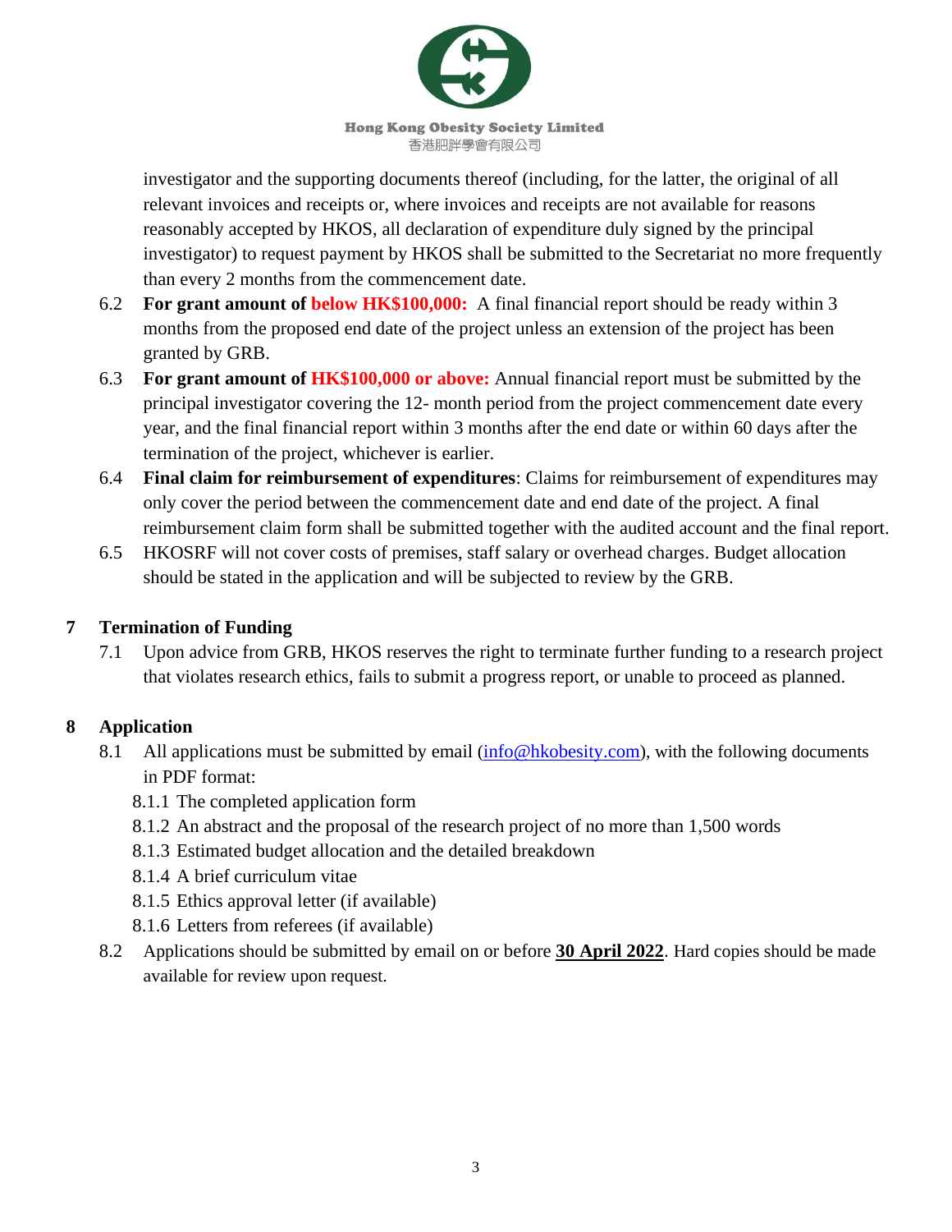investigator and the supporting documents thereof (including, for the latter, the original of all relevant invoices and receipts or, where invoices and receipts are not available for reasons reasonably accepted by HKOS, all declaration of expenditure duly signed by the principal investigator) to request payment by HKOS shall be submitted to the Secretariat no more frequently than every 2 months from the commencement date.

6.2 **For grant amount of below HK$100,000:** A final financial report should be ready within 3 months from the proposed end date of the project unless an extension of the project has been granted by GRB.

6.3 **For grant amount of HK$100,000 or above:** Annual financial report must be submitted by the principal investigator covering the 12- month period from the project commencement date every year, and the final financial report within 3 months after the end date or within 60 days after the termination of the project, whichever is earlier.

6.4 **Final claim for reimbursement of expenditures**: Claims for reimbursement of expenditures may only cover the period between the commencement date and end date of the project. A final reimbursement claim form shall be submitted together with the audited account and the final report.

6.5 HKOSRF will not cover costs of premises, staff salary or overhead charges. Budget allocation should be stated in the application and will be subjected to review by the GRB.

## 7 Termination of Funding

7.1 Upon advice from GRB, HKOS reserves the right to terminate further funding to a research project that violates research ethics, fails to submit a progress report, or unable to proceed as planned.

## 8 Application

8.1 All applications must be submitted by email (info@hkobesity.com), with the following documents in PDF format:

8.1.1 The completed application form

8.1.2 An abstract and the proposal of the research project of no more than 1,500 words

8.1.3 Estimated budget allocation and the detailed breakdown

8.1.4 A brief curriculum vitae

8.1.5 Ethics approval letter (if available)

8.1.6 Letters from referees (if available)

8.2 Applications should be submitted by email on or before **30 April 2022**. Hard copies should be made available for review upon request.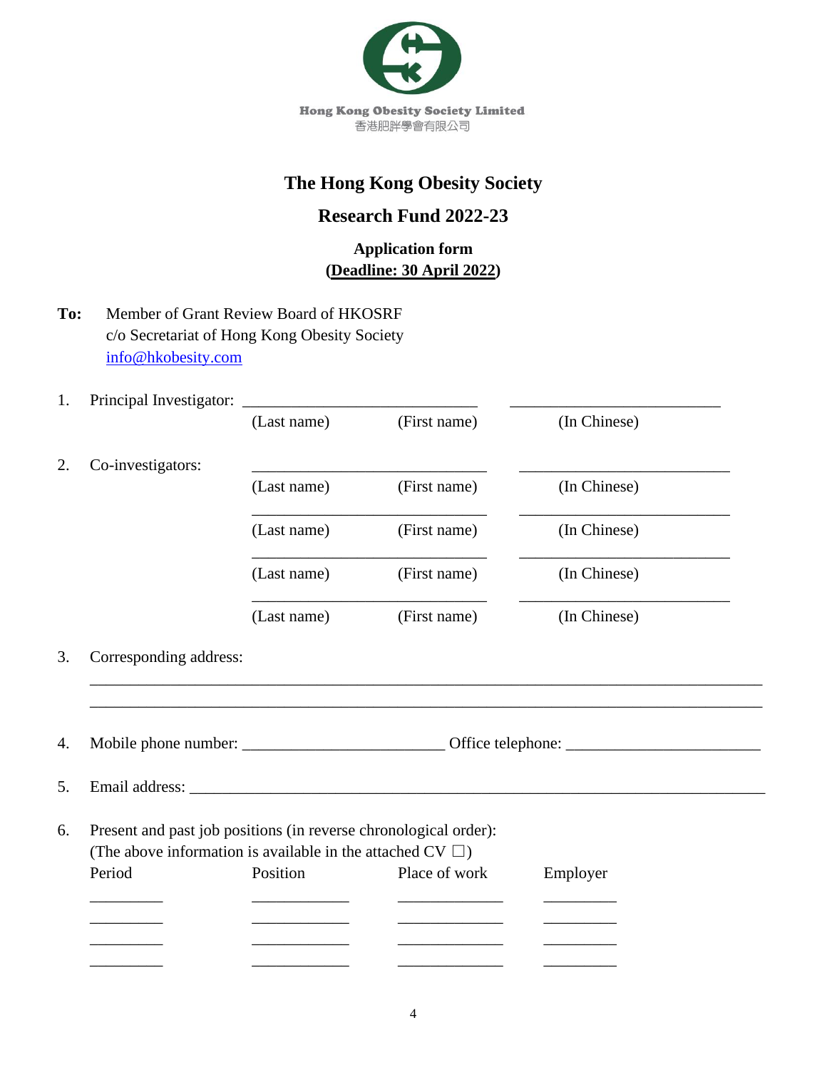Hong Kong Obesity Society Limited
香港肥胖學會有限公司

# The Hong Kong Obesity Society

## Research Fund 2022-23

### Application form
### (**Deadline: 30 April 2022**)

**To:** Member of Grant Review Board of HKOSRF
c/o Secretariat of Hong Kong Obesity Society
info@hkobesity.com

1. Principal Investigator: ______________________________ __________________________
(Last name) (First name) (In Chinese)

2. Co-investigators: ______________________________ __________________________
(Last name) (First name) (In Chinese)

______________________________ __________________________
(Last name) (First name) (In Chinese)

______________________________ __________________________
(Last name) (First name) (In Chinese)

______________________________ __________________________
(Last name) (First name) (In Chinese)

3. Corresponding address:

_____________________________________________________________________________

_____________________________________________________________________________

4. Mobile phone number: _________________________ Office telephone: ________________________

5. Email address: ________________________________________________________________________

6. Present and past job positions (in reverse chronological order):
(The above information is available in the attached CV ☐)

| Period | Position | Place of work | Employer |
|---|---|---|---|
| _________ | ____________ | _____________ | _________ |
| _________ | ____________ | _____________ | _________ |
| _________ | ____________ | _____________ | _________ |
| _________ | ____________ | _____________ | _________ |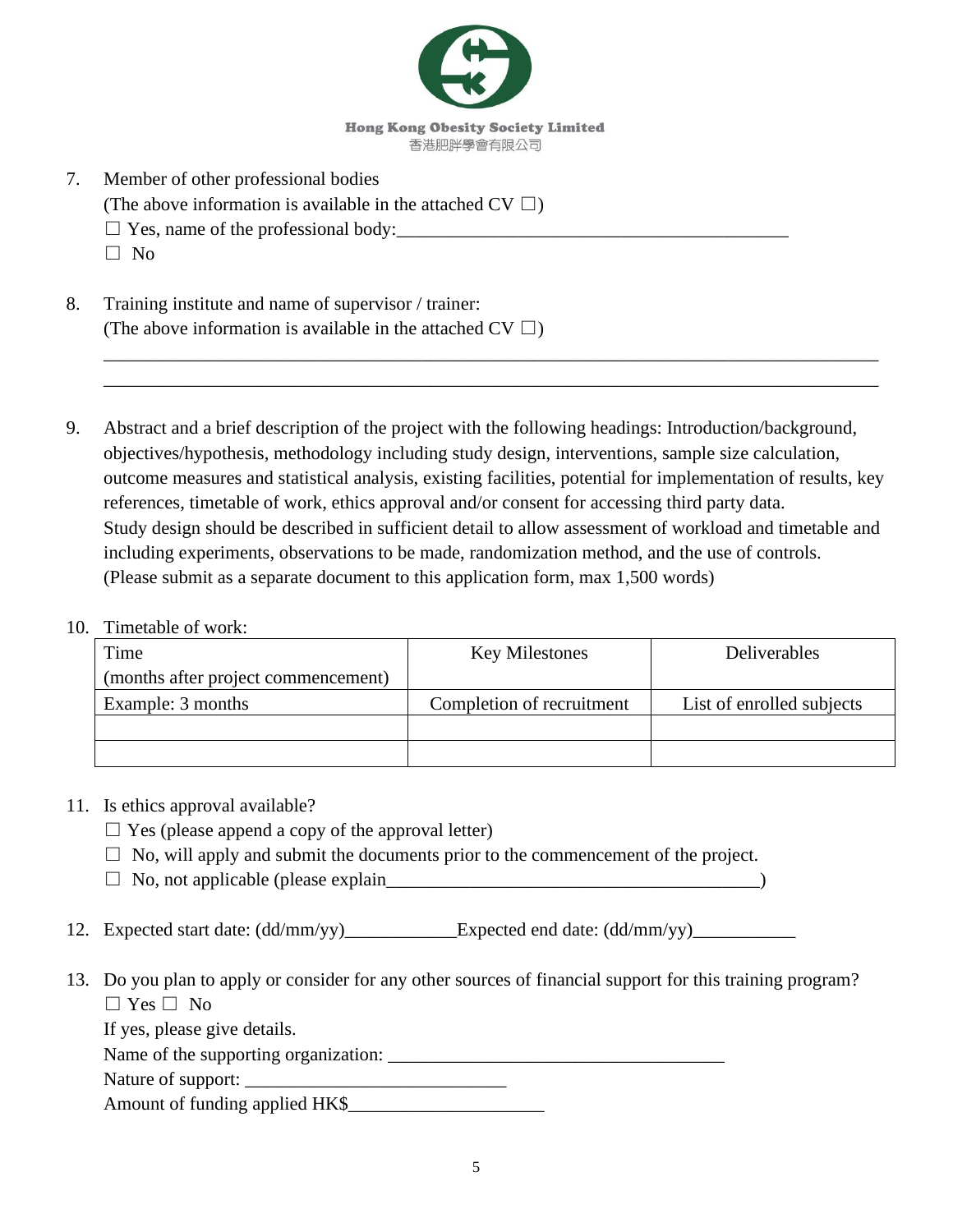Hong Kong Obesity Society Limited
香港肥胖學會有限公司

7. Member of other professional bodies
   (The above information is available in the attached CV ☐)
   ☐ Yes, name of the professional body:_________________________________________
   ☐ No

8. Training institute and name of supervisor / trainer:
   (The above information is available in the attached CV ☐)
   ___________________________________________________________________________
   ___________________________________________________________________________

9. Abstract and a brief description of the project with the following headings: Introduction/background, objectives/hypothesis, methodology including study design, interventions, sample size calculation, outcome measures and statistical analysis, existing facilities, potential for implementation of results, key references, timetable of work, ethics approval and/or consent for accessing third party data.
   Study design should be described in sufficient detail to allow assessment of workload and timetable and including experiments, observations to be made, randomization method, and the use of controls.
   (Please submit as a separate document to this application form, max 1,500 words)

10. Timetable of work:

| Time (months after project commencement) | Key Milestones | Deliverables |
|---|---|---|
| Example: 3 months | Completion of recruitment | List of enrolled subjects |
| | | |
| | | |

11. Is ethics approval available?
    ☐ Yes (please append a copy of the approval letter)
    ☐ No, will apply and submit the documents prior to the commencement of the project.
    ☐ No, not applicable (please explain_________________________________________)

12. Expected start date: (dd/mm/yy)____________Expected end date: (dd/mm/yy)___________

13. Do you plan to apply or consider for any other sources of financial support for this training program?
    ☐ Yes ☐ No
    If yes, please give details.
    Name of the supporting organization: ___________________________________
    Nature of support: ____________________________
    Amount of funding applied HK$_____________________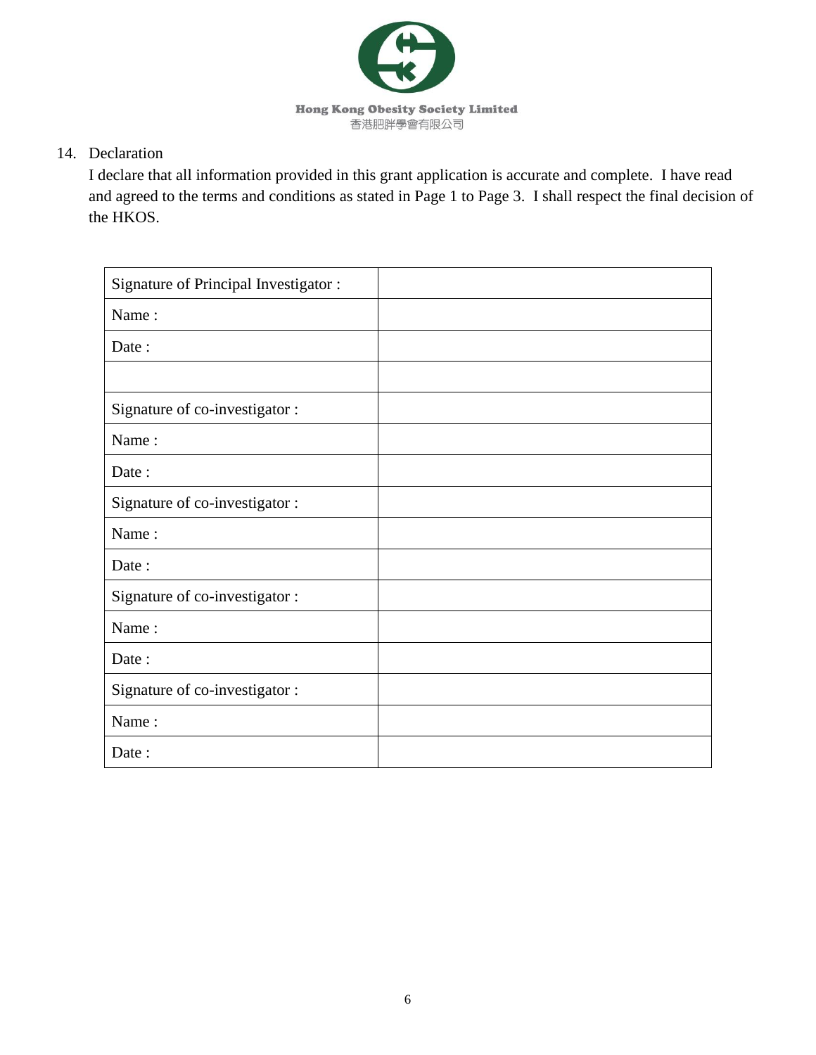Hong Kong Obesity Society Limited
香港肥胖學會有限公司

14. Declaration

I declare that all information provided in this grant application is accurate and complete. I have read and agreed to the terms and conditions as stated in Page 1 to Page 3. I shall respect the final decision of the HKOS.

| | |
|---|---|
| Signature of Principal Investigator : | |
| Name : | |
| Date : | |
| | |
| Signature of co-investigator : | |
| Name : | |
| Date : | |
| Signature of co-investigator : | |
| Name : | |
| Date : | |
| Signature of co-investigator : | |
| Name : | |
| Date : | |
| Signature of co-investigator : | |
| Name : | |
| Date : | |